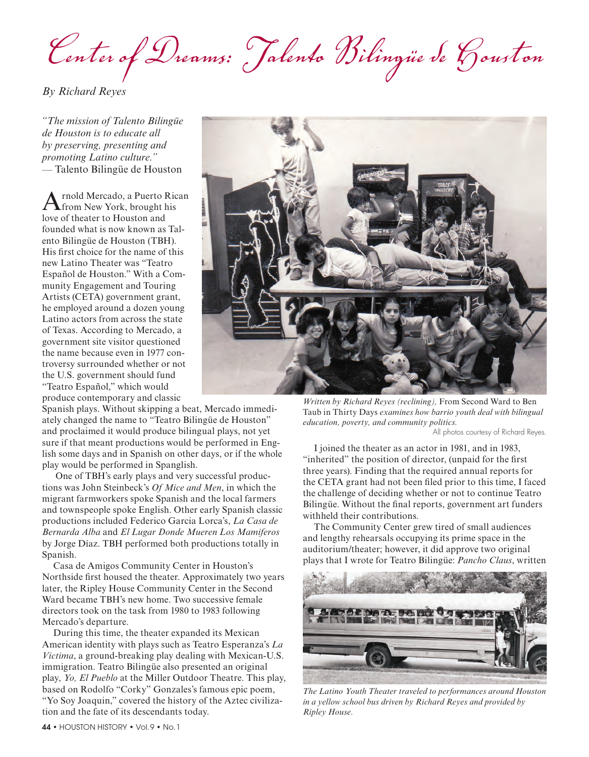# Center of Dreams: Talento Bilingüe de Houston

*By Richard Reyes*

*"The mission of Talento Bilingüe de Houston is to educate all by preserving, presenting and promoting Latino culture."*
— Talento Bilingüe de Houston

Arnold Mercado, a Puerto Rican from New York, brought his love of theater to Houston and founded what is now known as Talento Bilingüe de Houston (TBH). His first choice for the name of this new Latino Theater was "Teatro Español de Houston." With a Community Engagement and Touring Artists (CETA) government grant, he employed around a dozen young Latino actors from across the state of Texas. According to Mercado, a government site visitor questioned the name because even in 1977 controversy surrounded whether or not the U.S. government should fund "Teatro Español," which would produce contemporary and classic Spanish plays. Without skipping a beat, Mercado immediately changed the name to "Teatro Bilingüe de Houston" and proclaimed it would produce bilingual plays, not yet sure if that meant productions would be performed in English some days and in Spanish on other days, or if the whole play would be performed in Spanglish.

One of TBH's early plays and very successful productions was John Steinbeck's *Of Mice and Men*, in which the migrant farmworkers spoke Spanish and the local farmers and townspeople spoke English. Other early Spanish classic productions included Federico Garcia Lorca's, *La Casa de Bernarda Alba* and *El Lugar Donde Mueren Los Mamiferos* by Jorge Díaz. TBH performed both productions totally in Spanish.

Casa de Amigos Community Center in Houston's Northside first housed the theater. Approximately two years later, the Ripley House Community Center in the Second Ward became TBH's new home. Two successive female directors took on the task from 1980 to 1983 following Mercado's departure.

During this time, the theater expanded its Mexican American identity with plays such as Teatro Esperanza's *La Victima*, a ground-breaking play dealing with Mexican-U.S. immigration. Teatro Bilingüe also presented an original play, *Yo, El Pueblo* at the Miller Outdoor Theatre. This play, based on Rodolfo "Corky" Gonzales's famous epic poem, "Yo Soy Joaquin," covered the history of the Aztec civilization and the fate of its descendants today.

*Written by Richard Reyes (reclining),* From Second Ward to Ben Taub in Thirty Days *examines how barrio youth deal with bilingual education, poverty, and community politics.*

All photos courtesy of Richard Reyes.

I joined the theater as an actor in 1981, and in 1983, "inherited" the position of director, (unpaid for the first three years). Finding that the required annual reports for the CETA grant had not been filed prior to this time, I faced the challenge of deciding whether or not to continue Teatro Bilingüe. Without the final reports, government art funders withheld their contributions.

The Community Center grew tired of small audiences and lengthy rehearsals occupying its prime space in the auditorium/theater; however, it did approve two original plays that I wrote for Teatro Bilingüe: *Pancho Claus*, written

*The Latino Youth Theater traveled to performances around Houston in a yellow school bus driven by Richard Reyes and provided by Ripley House.*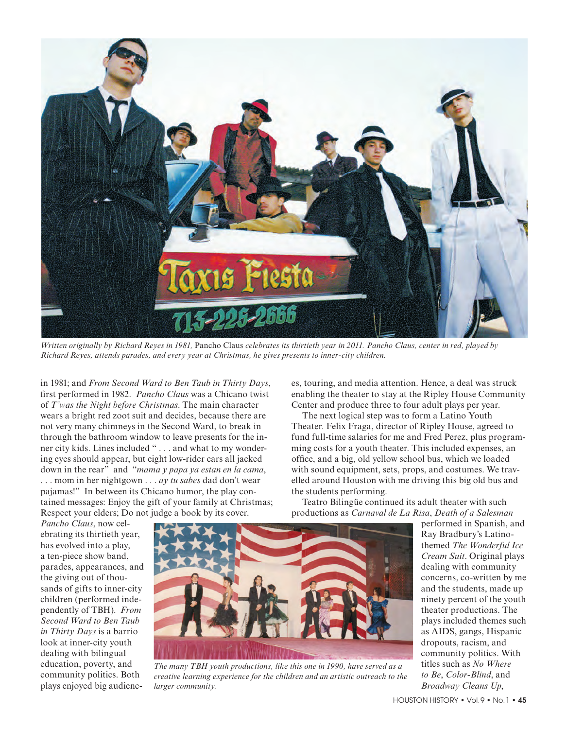*Written originally by Richard Reyes in 1981,* Pancho Claus *celebrates its thirtieth year in 2011. Pancho Claus, center in red, played by Richard Reyes, attends parades, and every year at Christmas, he gives presents to inner-city children.*

in 1981; and *From Second Ward to Ben Taub in Thirty Days*, first performed in 1982. *Pancho Claus* was a Chicano twist of *T'was the Night before Christmas*. The main character wears a bright red zoot suit and decides, because there are not very many chimneys in the Second Ward, to break in through the bathroom window to leave presents for the inner city kids. Lines included " . . . and what to my wondering eyes should appear, but eight low-rider cars all jacked down in the rear" and "*mama y papa ya estan en la cama*, . . . mom in her nightgown . . . *ay tu sabes* dad don't wear pajamas!" In between its Chicano humor, the play contained messages: Enjoy the gift of your family at Christmas; Respect your elders; Do not judge a book by its cover.

*Pancho Claus*, now celebrating its thirtieth year, has evolved into a play, a ten-piece show band, parades, appearances, and the giving out of thousands of gifts to inner-city children (performed independently of TBH). *From Second Ward to Ben Taub in Thirty Days* is a barrio look at inner-city youth dealing with bilingual education, poverty, and community politics. Both plays enjoyed big audiences, touring, and media attention. Hence, a deal was struck enabling the theater to stay at the Ripley House Community Center and produce three to four adult plays per year.

The next logical step was to form a Latino Youth Theater. Felix Fraga, director of Ripley House, agreed to fund full-time salaries for me and Fred Perez, plus programming costs for a youth theater. This included expenses, an office, and a big, old yellow school bus, which we loaded with sound equipment, sets, props, and costumes. We travelled around Houston with me driving this big old bus and the students performing.

Teatro Bilingüe continued its adult theater with such productions as *Carnaval de La Risa*, *Death of a Salesman* performed in Spanish, and Ray Bradbury's Latino-themed *The Wonderful Ice Cream Suit*. Original plays dealing with community concerns, co-written by me and the students, made up ninety percent of the youth theater productions. The plays included themes such as AIDS, gangs, Hispanic dropouts, racism, and community politics. With titles such as *No Where to Be*, *Color-Blind*, and *Broadway Cleans Up*,

*The many TBH youth productions, like this one in 1990, have served as a creative learning experience for the children and an artistic outreach to the larger community.*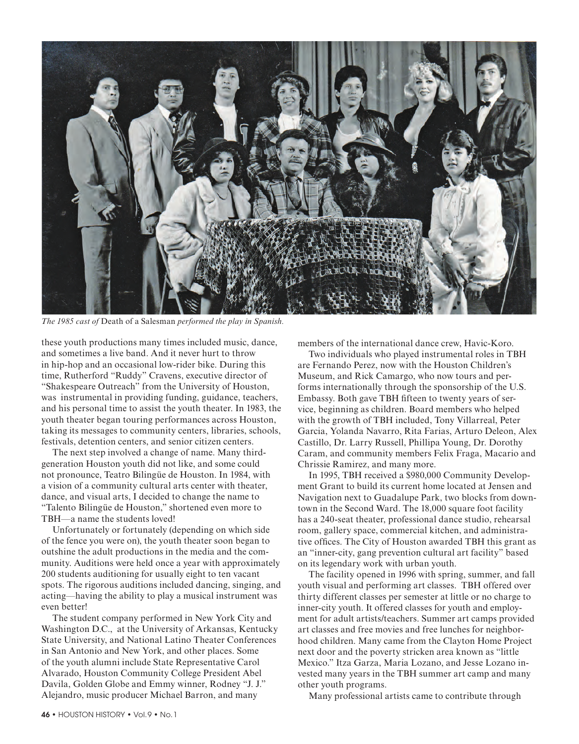*The 1985 cast of* Death of a Salesman *performed the play in Spanish.*

these youth productions many times included music, dance, and sometimes a live band. And it never hurt to throw in hip-hop and an occasional low-rider bike. During this time, Rutherford "Ruddy" Cravens, executive director of "Shakespeare Outreach" from the University of Houston, was instrumental in providing funding, guidance, teachers, and his personal time to assist the youth theater. In 1983, the youth theater began touring performances across Houston, taking its messages to community centers, libraries, schools, festivals, detention centers, and senior citizen centers.

The next step involved a change of name. Many third-generation Houston youth did not like, and some could not pronounce, Teatro Bilingüe de Houston. In 1984, with a vision of a community cultural arts center with theater, dance, and visual arts, I decided to change the name to "Talento Bilingüe de Houston," shortened even more to TBH—a name the students loved!

Unfortunately or fortunately (depending on which side of the fence you were on), the youth theater soon began to outshine the adult productions in the media and the community. Auditions were held once a year with approximately 200 students auditioning for usually eight to ten vacant spots. The rigorous auditions included dancing, singing, and acting—having the ability to play a musical instrument was even better!

The student company performed in New York City and Washington D.C., at the University of Arkansas, Kentucky State University, and National Latino Theater Conferences in San Antonio and New York, and other places. Some of the youth alumni include State Representative Carol Alvarado, Houston Community College President Abel Davila, Golden Globe and Emmy winner, Rodney "J. J." Alejandro, music producer Michael Barron, and many members of the international dance crew, Havic-Koro.

Two individuals who played instrumental roles in TBH are Fernando Perez, now with the Houston Children's Museum, and Rick Camargo, who now tours and performs internationally through the sponsorship of the U.S. Embassy. Both gave TBH fifteen to twenty years of service, beginning as children. Board members who helped with the growth of TBH included, Tony Villarreal, Peter Garcia, Yolanda Navarro, Rita Farias, Arturo Deleon, Alex Castillo, Dr. Larry Russell, Phillipa Young, Dr. Dorothy Caram, and community members Felix Fraga, Macario and Chrissie Ramirez, and many more.

In 1995, TBH received a $980,000 Community Development Grant to build its current home located at Jensen and Navigation next to Guadalupe Park, two blocks from downtown in the Second Ward. The 18,000 square foot facility has a 240-seat theater, professional dance studio, rehearsal room, gallery space, commercial kitchen, and administrative offices. The City of Houston awarded TBH this grant as an "inner-city, gang prevention cultural art facility" based on its legendary work with urban youth.

The facility opened in 1996 with spring, summer, and fall youth visual and performing art classes. TBH offered over thirty different classes per semester at little or no charge to inner-city youth. It offered classes for youth and employment for adult artists/teachers. Summer art camps provided art classes and free movies and free lunches for neighborhood children. Many came from the Clayton Home Project next door and the poverty stricken area known as "little Mexico." Itza Garza, Maria Lozano, and Jesse Lozano invested many years in the TBH summer art camp and many other youth programs.

Many professional artists came to contribute through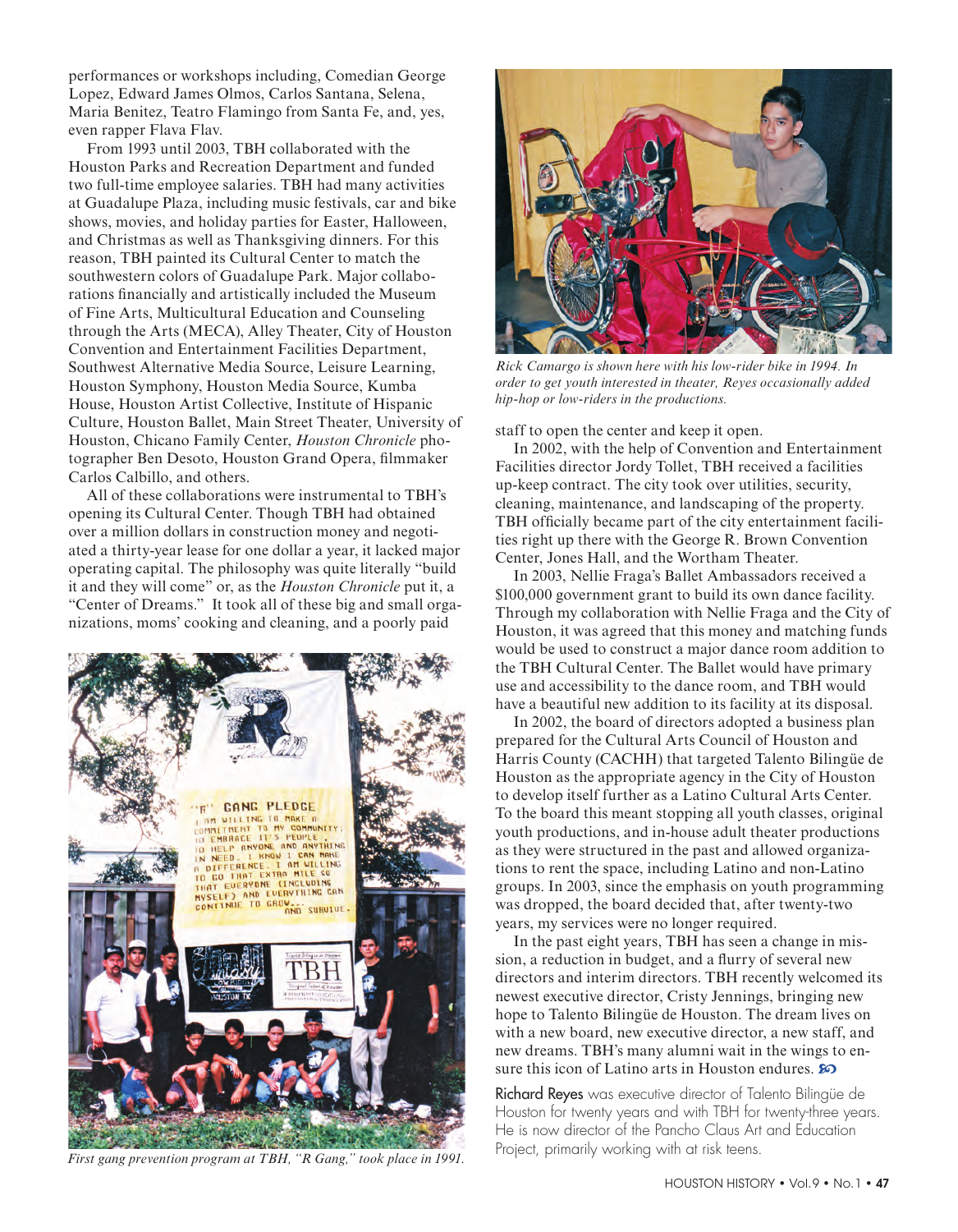performances or workshops including, Comedian George Lopez, Edward James Olmos, Carlos Santana, Selena, Maria Benitez, Teatro Flamingo from Santa Fe, and, yes, even rapper Flava Flav.

From 1993 until 2003, TBH collaborated with the Houston Parks and Recreation Department and funded two full-time employee salaries. TBH had many activities at Guadalupe Plaza, including music festivals, car and bike shows, movies, and holiday parties for Easter, Halloween, and Christmas as well as Thanksgiving dinners. For this reason, TBH painted its Cultural Center to match the southwestern colors of Guadalupe Park. Major collaborations financially and artistically included the Museum of Fine Arts, Multicultural Education and Counseling through the Arts (MECA), Alley Theater, City of Houston Convention and Entertainment Facilities Department, Southwest Alternative Media Source, Leisure Learning, Houston Symphony, Houston Media Source, Kumba House, Houston Artist Collective, Institute of Hispanic Culture, Houston Ballet, Main Street Theater, University of Houston, Chicano Family Center, *Houston Chronicle* photographer Ben Desoto, Houston Grand Opera, filmmaker Carlos Calbillo, and others.

All of these collaborations were instrumental to TBH's opening its Cultural Center. Though TBH had obtained over a million dollars in construction money and negotiated a thirty-year lease for one dollar a year, it lacked major operating capital. The philosophy was quite literally "build it and they will come" or, as the *Houston Chronicle* put it, a "Center of Dreams." It took all of these big and small organizations, moms' cooking and cleaning, and a poorly paid staff to open the center and keep it open.

*First gang prevention program at TBH, "R Gang," took place in 1991.*

*Rick Camargo is shown here with his low-rider bike in 1994. In order to get youth interested in theater, Reyes occasionally added hip-hop or low-riders in the productions.*

In 2002, with the help of Convention and Entertainment Facilities director Jordy Tollet, TBH received a facilities up-keep contract. The city took over utilities, security, cleaning, maintenance, and landscaping of the property. TBH officially became part of the city entertainment facilities right up there with the George R. Brown Convention Center, Jones Hall, and the Wortham Theater.

In 2003, Nellie Fraga's Ballet Ambassadors received a $100,000 government grant to build its own dance facility. Through my collaboration with Nellie Fraga and the City of Houston, it was agreed that this money and matching funds would be used to construct a major dance room addition to the TBH Cultural Center. The Ballet would have primary use and accessibility to the dance room, and TBH would have a beautiful new addition to its facility at its disposal.

In 2002, the board of directors adopted a business plan prepared for the Cultural Arts Council of Houston and Harris County (CACHH) that targeted Talento Bilingüe de Houston as the appropriate agency in the City of Houston to develop itself further as a Latino Cultural Arts Center. To the board this meant stopping all youth classes, original youth productions, and in-house adult theater productions as they were structured in the past and allowed organizations to rent the space, including Latino and non-Latino groups. In 2003, since the emphasis on youth programming was dropped, the board decided that, after twenty-two years, my services were no longer required.

In the past eight years, TBH has seen a change in mission, a reduction in budget, and a flurry of several new directors and interim directors. TBH recently welcomed its newest executive director, Cristy Jennings, bringing new hope to Talento Bilingüe de Houston. The dream lives on with a new board, new executive director, a new staff, and new dreams. TBH's many alumni wait in the wings to ensure this icon of Latino arts in Houston endures.

Richard Reyes was executive director of Talento Bilingüe de Houston for twenty years and with TBH for twenty-three years. He is now director of the Pancho Claus Art and Education Project, primarily working with at risk teens.